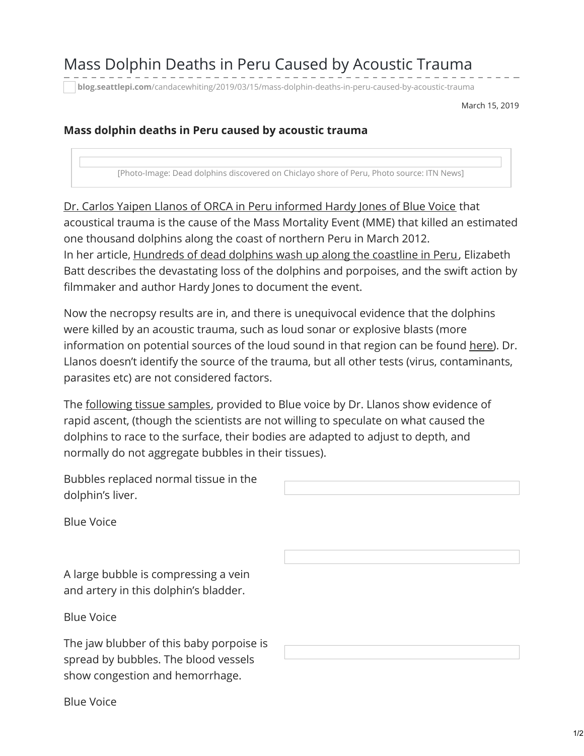# Mass Dolphin Deaths in Peru Caused by Acoustic Trauma

blog.seattlepi.com/candacewhiting/2019/03/15/mass-dolphin-deaths-in-peru-caused-by-acoustic-trauma

March 15, 2019

### Mass dolphin deaths in Peru caused by acoustic trauma

[Photo-Image: Dead dolphins discovered on Chiclayo shore of Peru, Photo source: ITN News]

Dr. Carlos Yaipen Llanos of ORCA in Peru informed Hardy Jones of Blue Voice that acoustical trauma is the cause of the Mass Mortality Event (MME) that killed an estimated one thousand dolphins along the coast of northern Peru in March 2012.
In her article, Hundreds of dead dolphins wash up along the coastline in Peru, Elizabeth Batt describes the devastating loss of the dolphins and porpoises, and the swift action by filmmaker and author Hardy Jones to document the event.

Now the necropsy results are in, and there is unequivocal evidence that the dolphins were killed by an acoustic trauma, such as loud sonar or explosive blasts (more information on potential sources of the loud sound in that region can be found here). Dr. Llanos doesn't identify the source of the trauma, but all other tests (virus, contaminants, parasites etc) are not considered factors.

The following tissue samples, provided to Blue voice by Dr. Llanos show evidence of rapid ascent, (though the scientists are not willing to speculate on what caused the dolphins to race to the surface, their bodies are adapted to adjust to depth, and normally do not aggregate bubbles in their tissues).

Bubbles replaced normal tissue in the dolphin's liver.

Blue Voice

A large bubble is compressing a vein and artery in this dolphin's bladder.

Blue Voice

The jaw blubber of this baby porpoise is spread by bubbles. The blood vessels show congestion and hemorrhage.

Blue Voice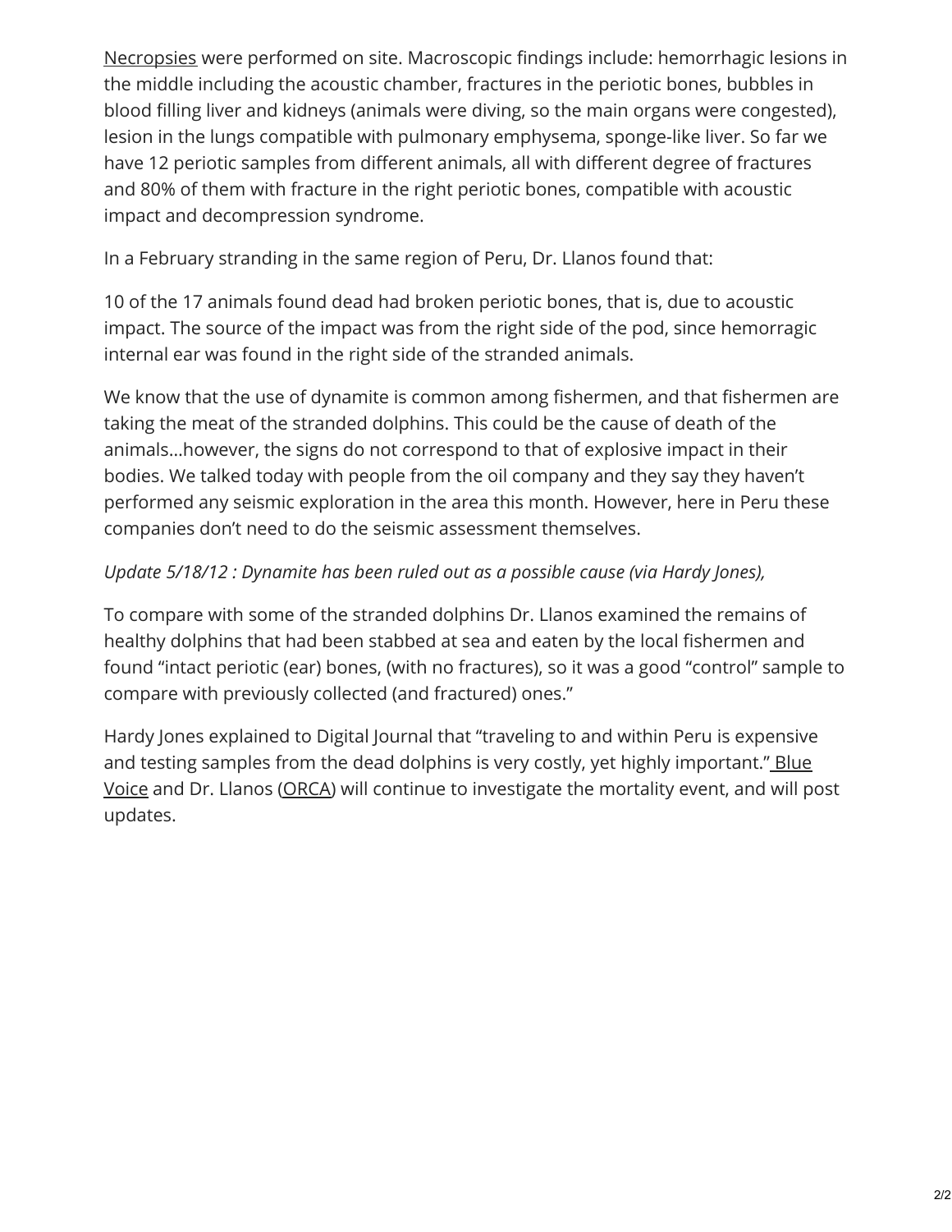Necropsies were performed on site. Macroscopic findings include: hemorrhagic lesions in the middle including the acoustic chamber, fractures in the periotic bones, bubbles in blood filling liver and kidneys (animals were diving, so the main organs were congested), lesion in the lungs compatible with pulmonary emphysema, sponge-like liver. So far we have 12 periotic samples from different animals, all with different degree of fractures and 80% of them with fracture in the right periotic bones, compatible with acoustic impact and decompression syndrome.

In a February stranding in the same region of Peru, Dr. Llanos found that:

10 of the 17 animals found dead had broken periotic bones, that is, due to acoustic impact. The source of the impact was from the right side of the pod, since hemorragic internal ear was found in the right side of the stranded animals.

We know that the use of dynamite is common among fishermen, and that fishermen are taking the meat of the stranded dolphins. This could be the cause of death of the animals…however, the signs do not correspond to that of explosive impact in their bodies. We talked today with people from the oil company and they say they haven't performed any seismic exploration in the area this month. However, here in Peru these companies don't need to do the seismic assessment themselves.

*Update 5/18/12 : Dynamite has been ruled out as a possible cause (via Hardy Jones),*

To compare with some of the stranded dolphins Dr. Llanos examined the remains of healthy dolphins that had been stabbed at sea and eaten by the local fishermen and found "intact periotic (ear) bones, (with no fractures), so it was a good "control" sample to compare with previously collected (and fractured) ones."

Hardy Jones explained to Digital Journal that "traveling to and within Peru is expensive and testing samples from the dead dolphins is very costly, yet highly important." Blue Voice and Dr. Llanos (ORCA) will continue to investigate the mortality event, and will post updates.